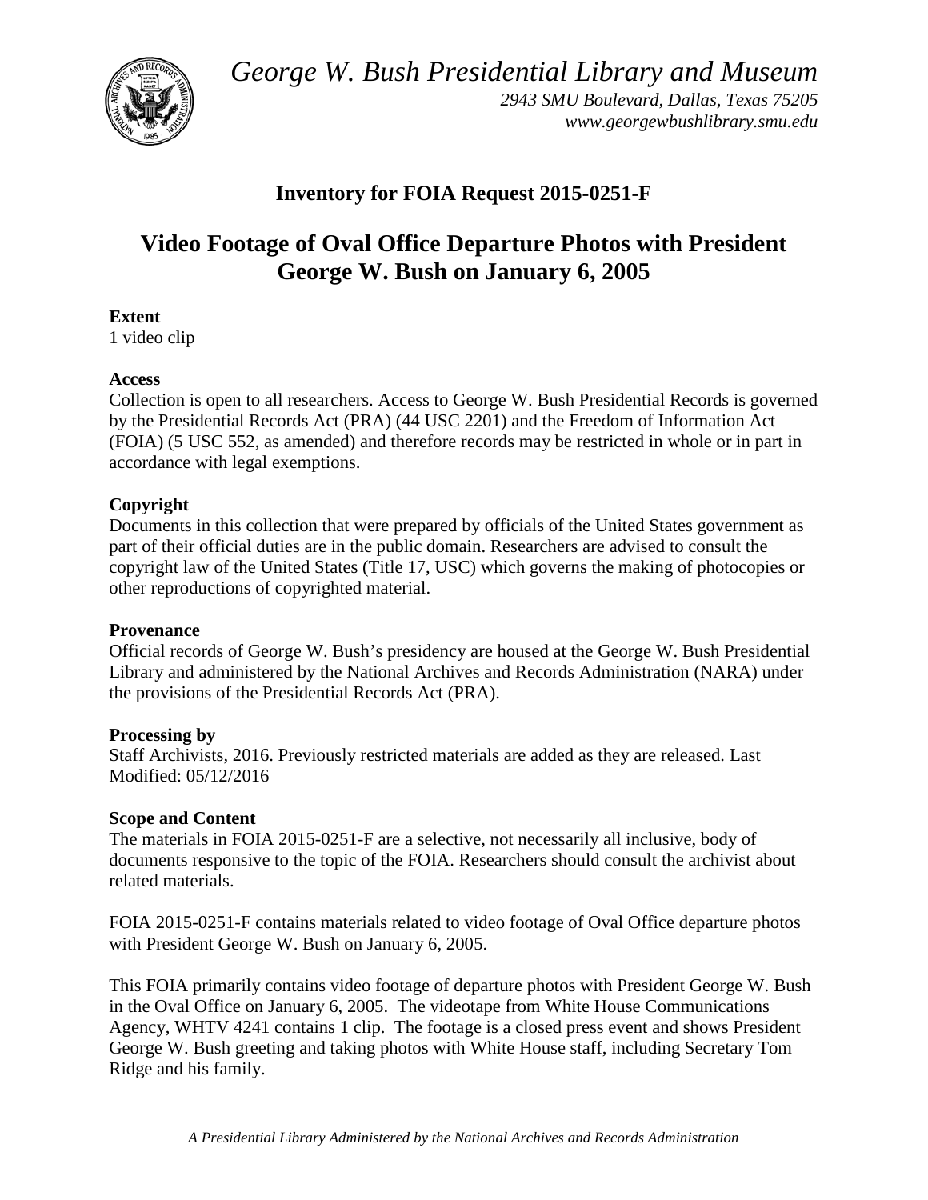*George W. Bush Presidential Library and Museum*

*2943 SMU Boulevard, Dallas, Texas 75205*
*www.georgewbushlibrary.smu.edu*

# Inventory for FOIA Request 2015-0251-F

# Video Footage of Oval Office Departure Photos with President George W. Bush on January 6, 2005

**Extent**
1 video clip

**Access**
Collection is open to all researchers. Access to George W. Bush Presidential Records is governed by the Presidential Records Act (PRA) (44 USC 2201) and the Freedom of Information Act (FOIA) (5 USC 552, as amended) and therefore records may be restricted in whole or in part in accordance with legal exemptions.

**Copyright**
Documents in this collection that were prepared by officials of the United States government as part of their official duties are in the public domain. Researchers are advised to consult the copyright law of the United States (Title 17, USC) which governs the making of photocopies or other reproductions of copyrighted material.

**Provenance**
Official records of George W. Bush's presidency are housed at the George W. Bush Presidential Library and administered by the National Archives and Records Administration (NARA) under the provisions of the Presidential Records Act (PRA).

**Processing by**
Staff Archivists, 2016. Previously restricted materials are added as they are released. Last Modified: 05/12/2016

**Scope and Content**
The materials in FOIA 2015-0251-F are a selective, not necessarily all inclusive, body of documents responsive to the topic of the FOIA. Researchers should consult the archivist about related materials.

FOIA 2015-0251-F contains materials related to video footage of Oval Office departure photos with President George W. Bush on January 6, 2005.

This FOIA primarily contains video footage of departure photos with President George W. Bush in the Oval Office on January 6, 2005. The videotape from White House Communications Agency, WHTV 4241 contains 1 clip. The footage is a closed press event and shows President George W. Bush greeting and taking photos with White House staff, including Secretary Tom Ridge and his family.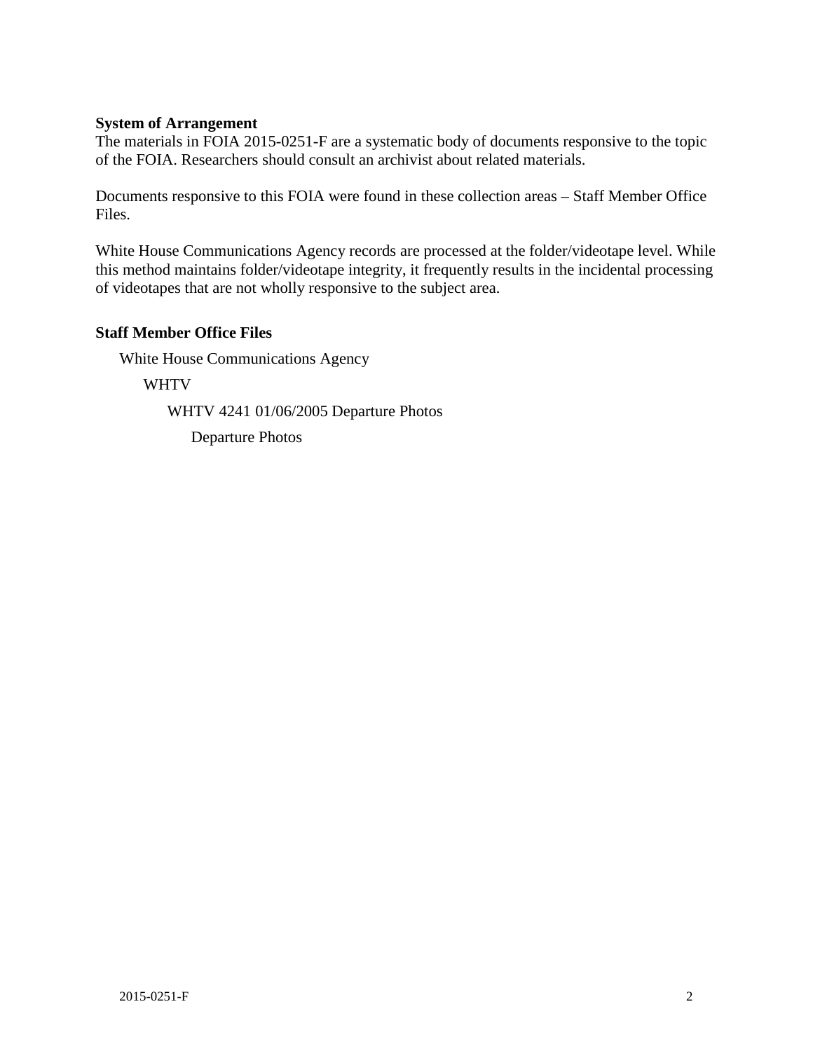**System of Arrangement**

The materials in FOIA 2015-0251-F are a systematic body of documents responsive to the topic of the FOIA. Researchers should consult an archivist about related materials.

Documents responsive to this FOIA were found in these collection areas – Staff Member Office Files.

White House Communications Agency records are processed at the folder/videotape level. While this method maintains folder/videotape integrity, it frequently results in the incidental processing of videotapes that are not wholly responsive to the subject area.

**Staff Member Office Files**

- White House Communications Agency
  - WHTV
    - WHTV 4241 01/06/2005 Departure Photos
      - Departure Photos